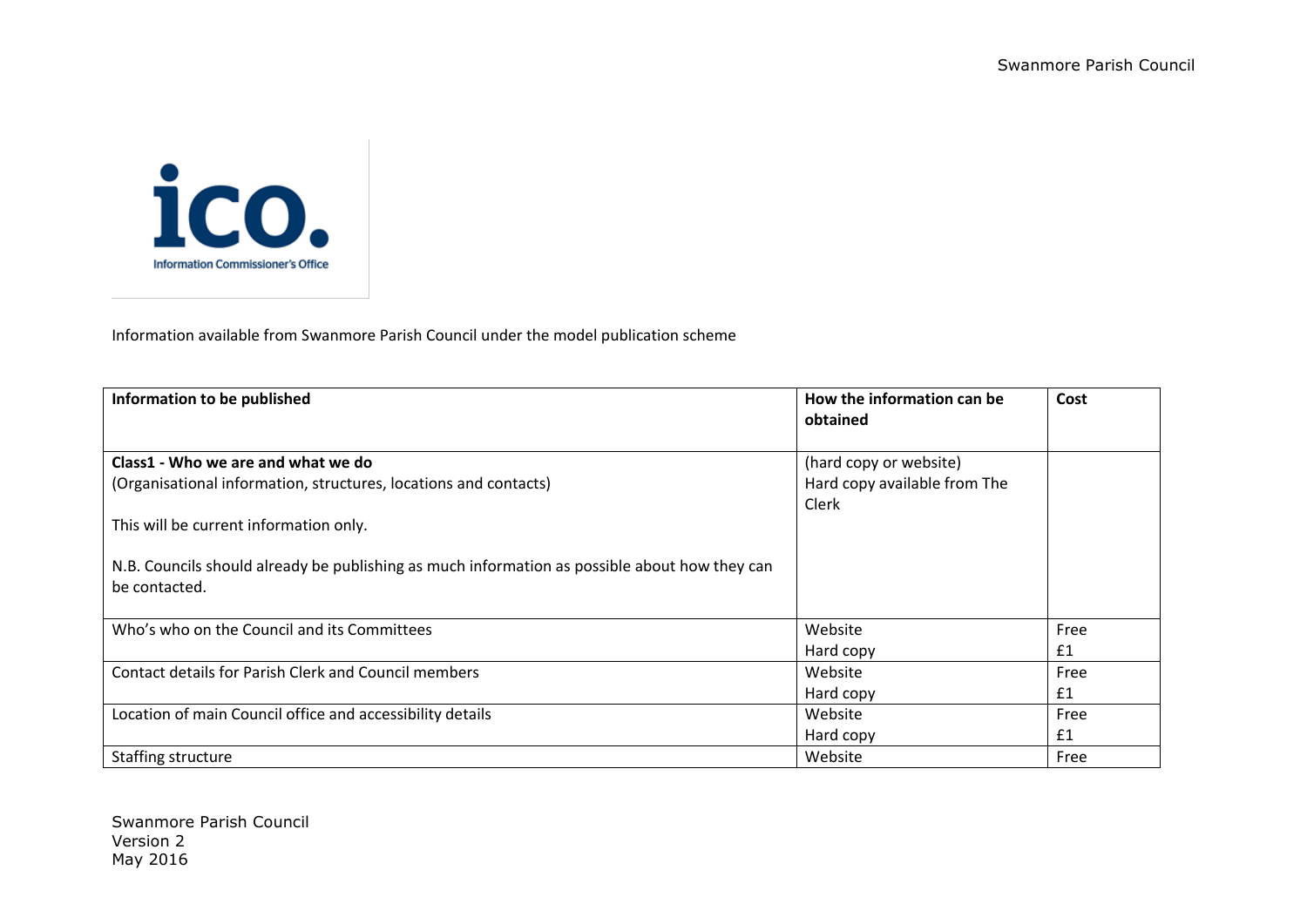Information available from Swanmore Parish Council under the model publication scheme

| Information to be published | How the information can be obtained | Cost |
|---|---|---|
| **Class1 - Who we are and what we do**<br>(Organisational information, structures, locations and contacts)<br><br>This will be current information only.<br><br>N.B. Councils should already be publishing as much information as possible about how they can be contacted. | (hard copy or website)<br>Hard copy available from The Clerk | |
| Who's who on the Council and its Committees | Website<br>Hard copy | Free<br>£1 |
| Contact details for Parish Clerk and Council members | Website<br>Hard copy | Free<br>£1 |
| Location of main Council office and accessibility details | Website<br>Hard copy | Free<br>£1 |
| Staffing structure | Website | Free |

Swanmore Parish Council
Version 2
May 2016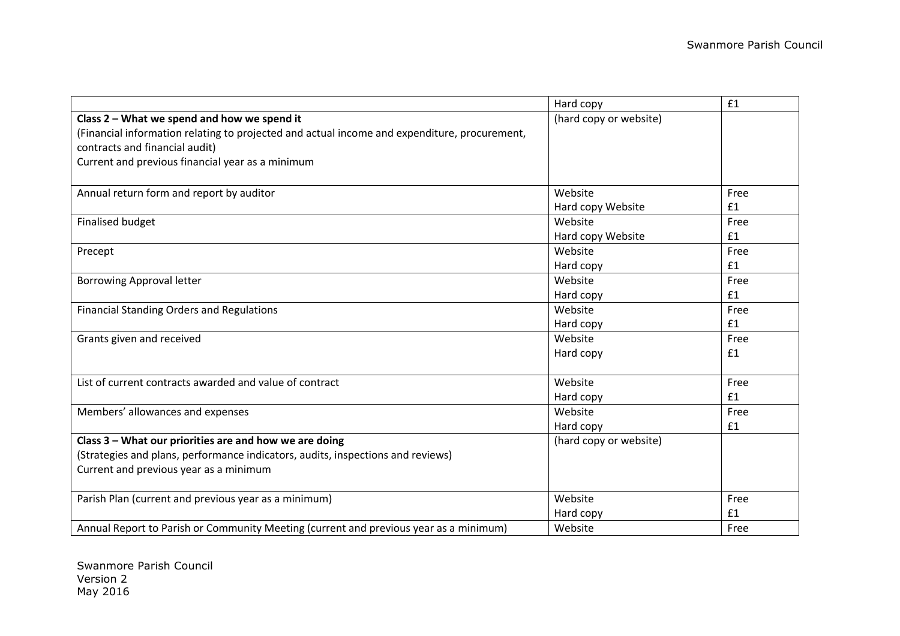| | | |
|---|---|---|
| | Hard copy | £1 |
| **Class 2 – What we spend and how we spend it**<br>(Financial information relating to projected and actual income and expenditure, procurement, contracts and financial audit)<br>Current and previous financial year as a minimum | (hard copy or website) | |
| Annual return form and report by auditor | Website<br>Hard copy Website | Free<br>£1 |
| Finalised budget | Website<br>Hard copy Website | Free<br>£1 |
| Precept | Website<br>Hard copy | Free<br>£1 |
| Borrowing Approval letter | Website<br>Hard copy | Free<br>£1 |
| Financial Standing Orders and Regulations | Website<br>Hard copy | Free<br>£1 |
| Grants given and received | Website<br>Hard copy | Free<br>£1 |
| List of current contracts awarded and value of contract | Website<br>Hard copy | Free<br>£1 |
| Members' allowances and expenses | Website<br>Hard copy | Free<br>£1 |
| **Class 3 – What our priorities are and how we are doing**<br>(Strategies and plans, performance indicators, audits, inspections and reviews)<br>Current and previous year as a minimum | (hard copy or website) | |
| Parish Plan (current and previous year as a minimum) | Website<br>Hard copy | Free<br>£1 |
| Annual Report to Parish or Community Meeting (current and previous year as a minimum) | Website | Free |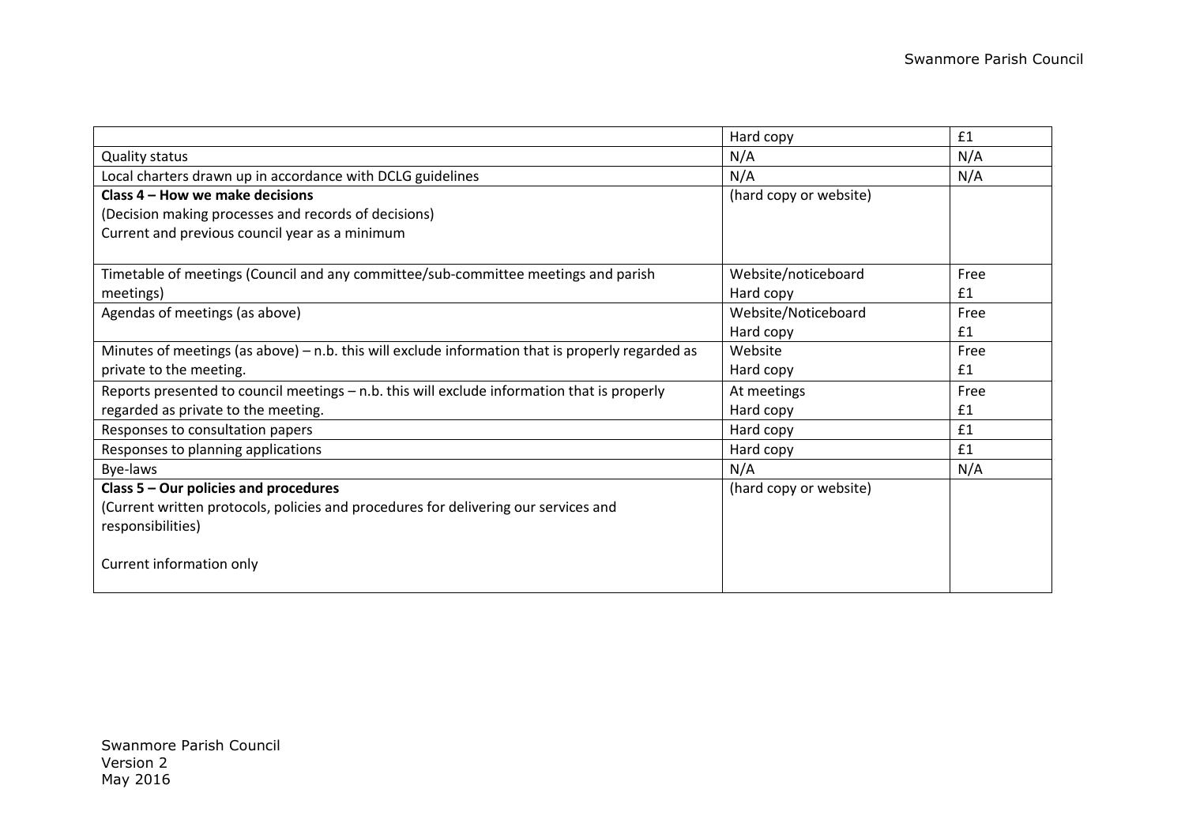| | | |
|---|---|---|
| | Hard copy | £1 |
| Quality status | N/A | N/A |
| Local charters drawn up in accordance with DCLG guidelines | N/A | N/A |
| **Class 4 – How we make decisions**<br>(Decision making processes and records of decisions)<br>Current and previous council year as a minimum | (hard copy or website) | |
| Timetable of meetings (Council and any committee/sub-committee meetings and parish meetings) | Website/noticeboard<br>Hard copy | Free<br>£1 |
| Agendas of meetings (as above) | Website/Noticeboard<br>Hard copy | Free<br>£1 |
| Minutes of meetings (as above) – n.b. this will exclude information that is properly regarded as private to the meeting. | Website<br>Hard copy | Free<br>£1 |
| Reports presented to council meetings – n.b. this will exclude information that is properly regarded as private to the meeting. | At meetings<br>Hard copy | Free<br>£1 |
| Responses to consultation papers | Hard copy | £1 |
| Responses to planning applications | Hard copy | £1 |
| Bye-laws | N/A | N/A |
| **Class 5 – Our policies and procedures**<br>(Current written protocols, policies and procedures for delivering our services and responsibilities)<br><br>Current information only | (hard copy or website) | |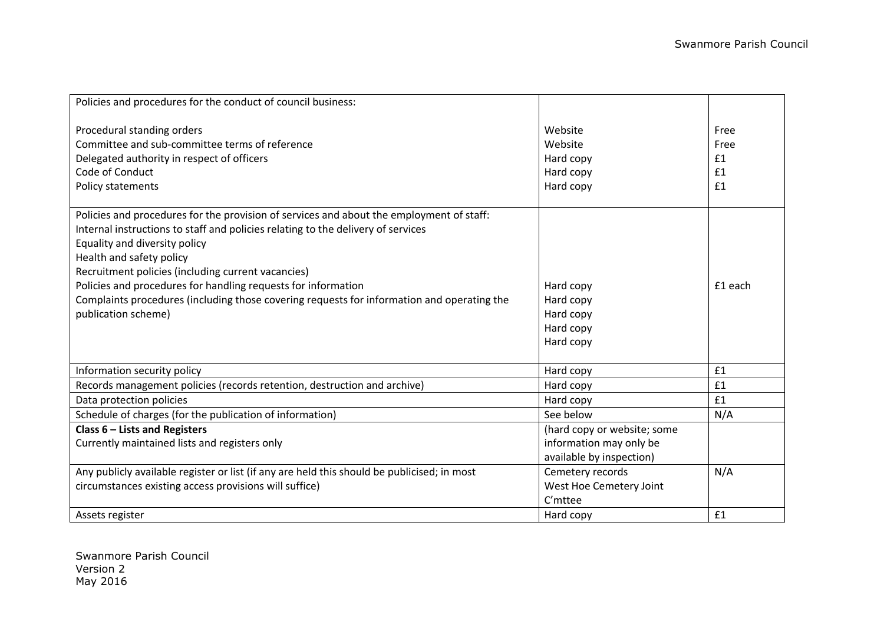| Policies and procedures for the conduct of council business: | | |
|---|---|---|
| Procedural standing orders<br>Committee and sub-committee terms of reference<br>Delegated authority in respect of officers<br>Code of Conduct<br>Policy statements | Website<br>Website<br>Hard copy<br>Hard copy<br>Hard copy | Free<br>Free<br>£1<br>£1<br>£1 |
| Policies and procedures for the provision of services and about the employment of staff:<br>Internal instructions to staff and policies relating to the delivery of services<br>Equality and diversity policy<br>Health and safety policy<br>Recruitment policies (including current vacancies)<br>Policies and procedures for handling requests for information<br>Complaints procedures (including those covering requests for information and operating the publication scheme) | Hard copy<br>Hard copy<br>Hard copy<br>Hard copy<br>Hard copy | £1 each |
| Information security policy | Hard copy | £1 |
| Records management policies (records retention, destruction and archive) | Hard copy | £1 |
| Data protection policies | Hard copy | £1 |
| Schedule of charges (for the publication of information) | See below | N/A |
| **Class 6 – Lists and Registers**<br>Currently maintained lists and registers only | (hard copy or website; some information may only be available by inspection) | |
| Any publicly available register or list (if any are held this should be publicised; in most circumstances existing access provisions will suffice) | Cemetery records<br>West Hoe Cemetery Joint C'mttee | N/A |
| Assets register | Hard copy | £1 |

Swanmore Parish Council
Version 2
May 2016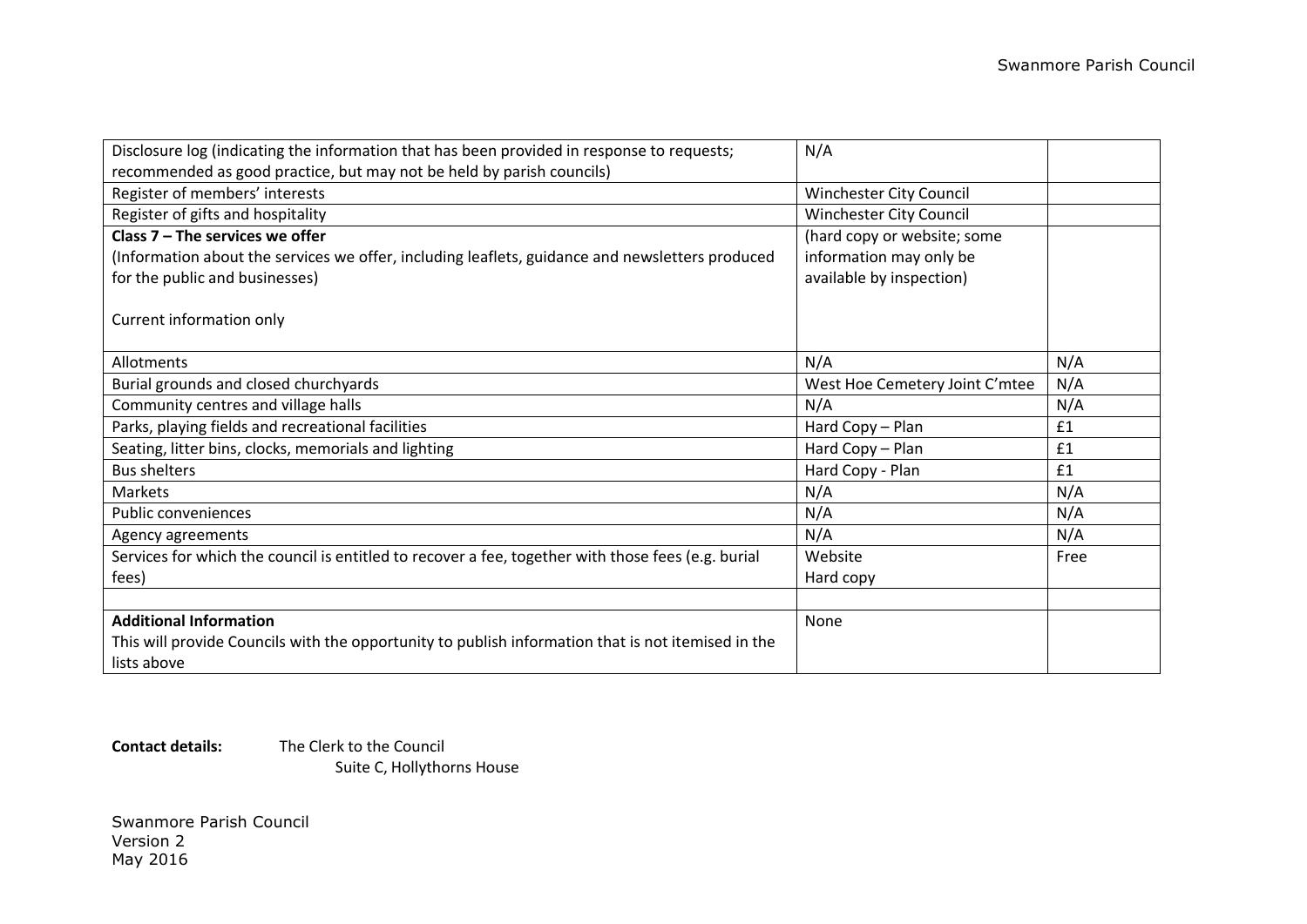| | | |
|---|---|---|
| Disclosure log (indicating the information that has been provided in response to requests; recommended as good practice, but may not be held by parish councils) | N/A | |
| Register of members' interests | Winchester City Council | |
| Register of gifts and hospitality | Winchester City Council | |
| **Class 7 – The services we offer**<br>(Information about the services we offer, including leaflets, guidance and newsletters produced for the public and businesses)<br><br>Current information only | (hard copy or website; some information may only be available by inspection) | |
| Allotments | N/A | N/A |
| Burial grounds and closed churchyards | West Hoe Cemetery Joint C'mtee | N/A |
| Community centres and village halls | N/A | N/A |
| Parks, playing fields and recreational facilities | Hard Copy – Plan | £1 |
| Seating, litter bins, clocks, memorials and lighting | Hard Copy – Plan | £1 |
| Bus shelters | Hard Copy - Plan | £1 |
| Markets | N/A | N/A |
| Public conveniences | N/A | N/A |
| Agency agreements | N/A | N/A |
| Services for which the council is entitled to recover a fee, together with those fees (e.g. burial fees) | Website<br>Hard copy | Free |
| | | |
| **Additional Information**<br>This will provide Councils with the opportunity to publish information that is not itemised in the lists above | None | |

**Contact details:** The Clerk to the Council
Suite C, Hollythorns House

Swanmore Parish Council
Version 2
May 2016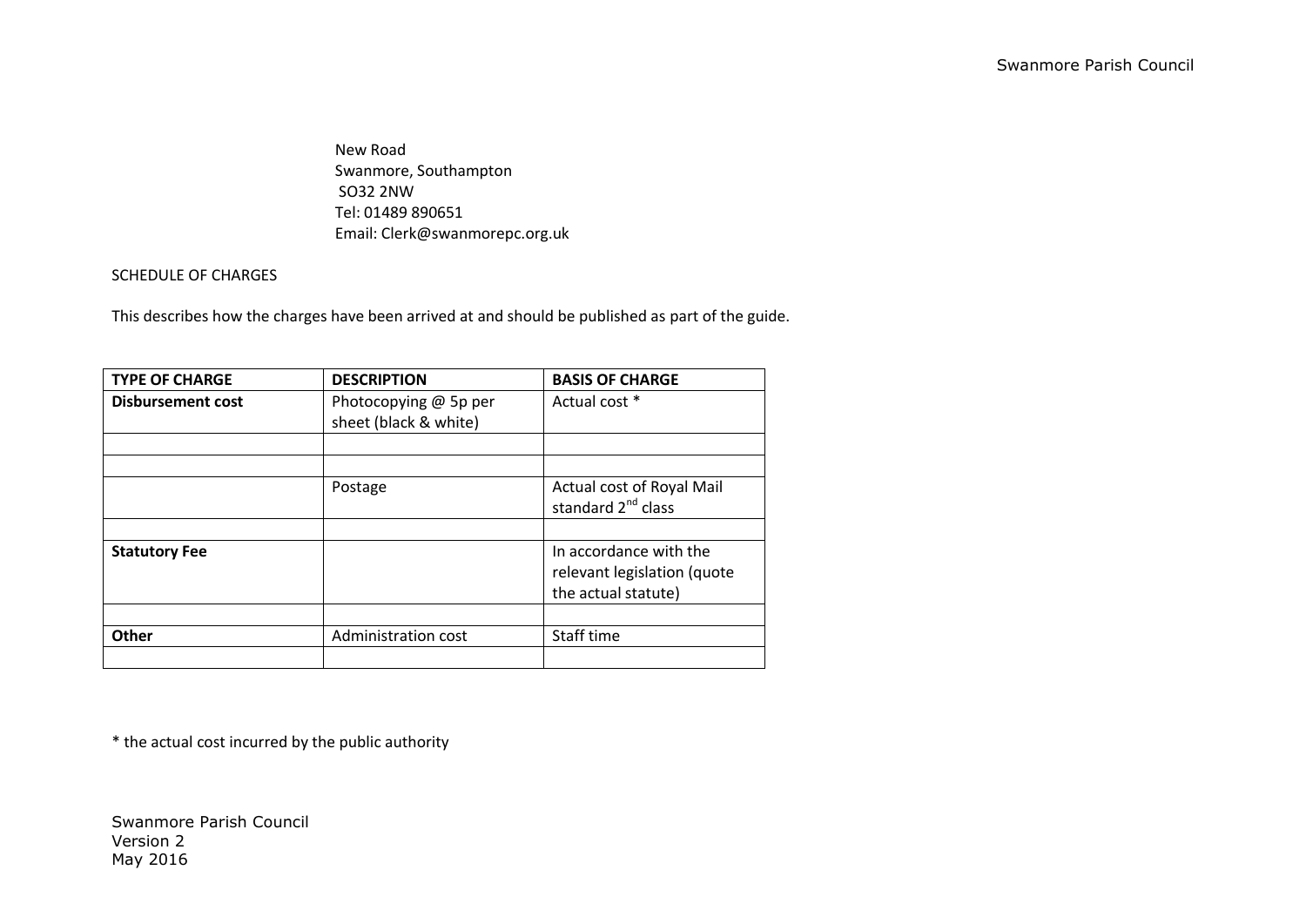New Road
Swanmore, Southampton
SO32 2NW
Tel: 01489 890651
Email: Clerk@swanmorepc.org.uk

SCHEDULE OF CHARGES

This describes how the charges have been arrived at and should be published as part of the guide.

| TYPE OF CHARGE | DESCRIPTION | BASIS OF CHARGE |
|---|---|---|
| **Disbursement cost** | Photocopying @ 5p per sheet (black & white) | Actual cost * |
| | | |
| | | |
| | Postage | Actual cost of Royal Mail standard 2nd class |
| | | |
| **Statutory Fee** | | In accordance with the relevant legislation (quote the actual statute) |
| | | |
| **Other** | Administration cost | Staff time |
| | | |

* the actual cost incurred by the public authority

Swanmore Parish Council
Version 2
May 2016